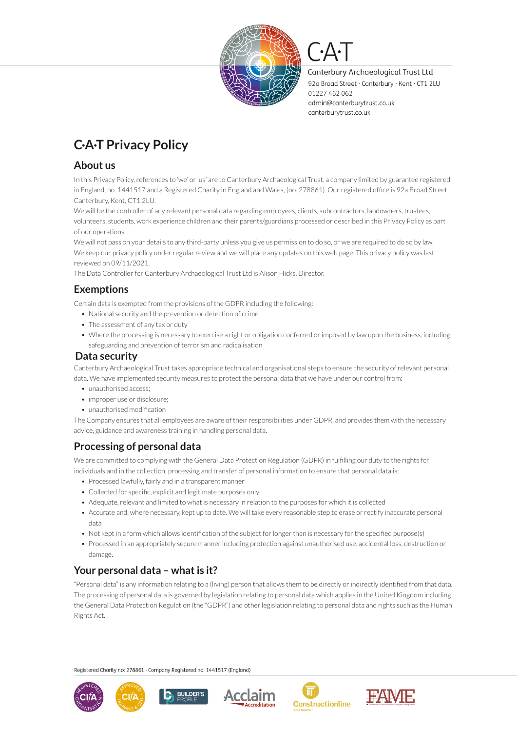C·A·T

Canterbury Archaeological Trust Ltd
92a Broad Street · Canterbury · Kent · CT1 2LU
01227 462 062
admin@canterburytrust.co.uk
canterburytrust.co.uk

# C·A·T Privacy Policy

## About us

In this Privacy Policy, references to 'we' or 'us' are to Canterbury Archaeological Trust, a company limited by guarantee registered in England, no. 1441517 and a Registered Charity in England and Wales, (no. 278861). Our registered office is 92a Broad Street, Canterbury, Kent, CT1 2LU.

We will be the controller of any relevant personal data regarding employees, clients, subcontractors, landowners, trustees, volunteers, students, work experience children and their parents/guardians processed or described in this Privacy Policy as part of our operations.

We will not pass on your details to any third-party unless you give us permission to do so, or we are required to do so by law.

We keep our privacy policy under regular review and we will place any updates on this web page. This privacy policy was last reviewed on 09/11/2021.

The Data Controller for Canterbury Archaeological Trust Ltd is Alison Hicks, Director.

## Exemptions

Certain data is exempted from the provisions of the GDPR including the following:

- National security and the prevention or detection of crime
- The assessment of any tax or duty
- Where the processing is necessary to exercise a right or obligation conferred or imposed by law upon the business, including safeguarding and prevention of terrorism and radicalisation

## Data security

Canterbury Archaeological Trust takes appropriate technical and organisational steps to ensure the security of relevant personal data. We have implemented security measures to protect the personal data that we have under our control from:

- unauthorised access;
- improper use or disclosure;
- unauthorised modification

The Company ensures that all employees are aware of their responsibilities under GDPR, and provides them with the necessary advice, guidance and awareness training in handling personal data.

## Processing of personal data

We are committed to complying with the General Data Protection Regulation (GDPR) in fulfilling our duty to the rights for individuals and in the collection, processing and transfer of personal information to ensure that personal data is:

- Processed lawfully, fairly and in a transparent manner
- Collected for specific, explicit and legitimate purposes only
- Adequate, relevant and limited to what is necessary in relation to the purposes for which it is collected
- Accurate and, where necessary, kept up to date. We will take every reasonable step to erase or rectify inaccurate personal data
- Not kept in a form which allows identification of the subject for longer than is necessary for the specified purpose(s)
- Processed in an appropriately secure manner including protection against unauthorised use, accidental loss, destruction or damage.

## Your personal data – what is it?

"Personal data" is any information relating to a (living) person that allows them to be directly or indirectly identified from that data. The processing of personal data is governed by legislation relating to personal data which applies in the United Kingdom including the General Data Protection Regulation (the "GDPR") and other legislation relating to personal data and rights such as the Human Rights Act.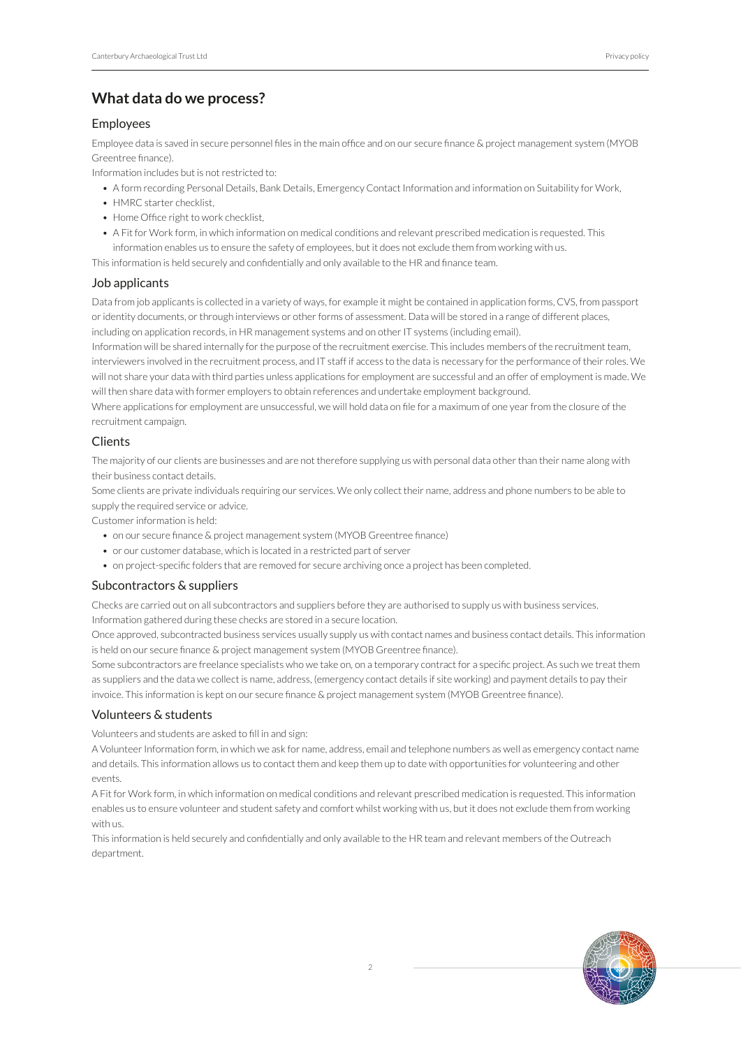## What data do we process?

### Employees

Employee data is saved in secure personnel files in the main office and on our secure finance & project management system (MYOB Greentree finance).

Information includes but is not restricted to:

- A form recording Personal Details, Bank Details, Emergency Contact Information and information on Suitability for Work,
- HMRC starter checklist,
- Home Office right to work checklist,
- A Fit for Work form, in which information on medical conditions and relevant prescribed medication is requested. This information enables us to ensure the safety of employees, but it does not exclude them from working with us.

This information is held securely and confidentially and only available to the HR and finance team.

### Job applicants

Data from job applicants is collected in a variety of ways, for example it might be contained in application forms, CVS, from passport or identity documents, or through interviews or other forms of assessment. Data will be stored in a range of different places, including on application records, in HR management systems and on other IT systems (including email).

Information will be shared internally for the purpose of the recruitment exercise. This includes members of the recruitment team, interviewers involved in the recruitment process, and IT staff if access to the data is necessary for the performance of their roles. We will not share your data with third parties unless applications for employment are successful and an offer of employment is made. We will then share data with former employers to obtain references and undertake employment background.

Where applications for employment are unsuccessful, we will hold data on file for a maximum of one year from the closure of the recruitment campaign.

### Clients

The majority of our clients are businesses and are not therefore supplying us with personal data other than their name along with their business contact details.

Some clients are private individuals requiring our services. We only collect their name, address and phone numbers to be able to supply the required service or advice.

Customer information is held:

- on our secure finance & project management system (MYOB Greentree finance)
- or our customer database, which is located in a restricted part of server
- on project-specific folders that are removed for secure archiving once a project has been completed.

### Subcontractors & suppliers

Checks are carried out on all subcontractors and suppliers before they are authorised to supply us with business services. Information gathered during these checks are stored in a secure location.

Once approved, subcontracted business services usually supply us with contact names and business contact details. This information is held on our secure finance & project management system (MYOB Greentree finance).

Some subcontractors are freelance specialists who we take on, on a temporary contract for a specific project. As such we treat them as suppliers and the data we collect is name, address, (emergency contact details if site working) and payment details to pay their invoice. This information is kept on our secure finance & project management system (MYOB Greentree finance).

### Volunteers & students

Volunteers and students are asked to fill in and sign:

A Volunteer Information form, in which we ask for name, address, email and telephone numbers as well as emergency contact name and details. This information allows us to contact them and keep them up to date with opportunities for volunteering and other events.

A Fit for Work form, in which information on medical conditions and relevant prescribed medication is requested. This information enables us to ensure volunteer and student safety and comfort whilst working with us, but it does not exclude them from working with us.

This information is held securely and confidentially and only available to the HR team and relevant members of the Outreach department.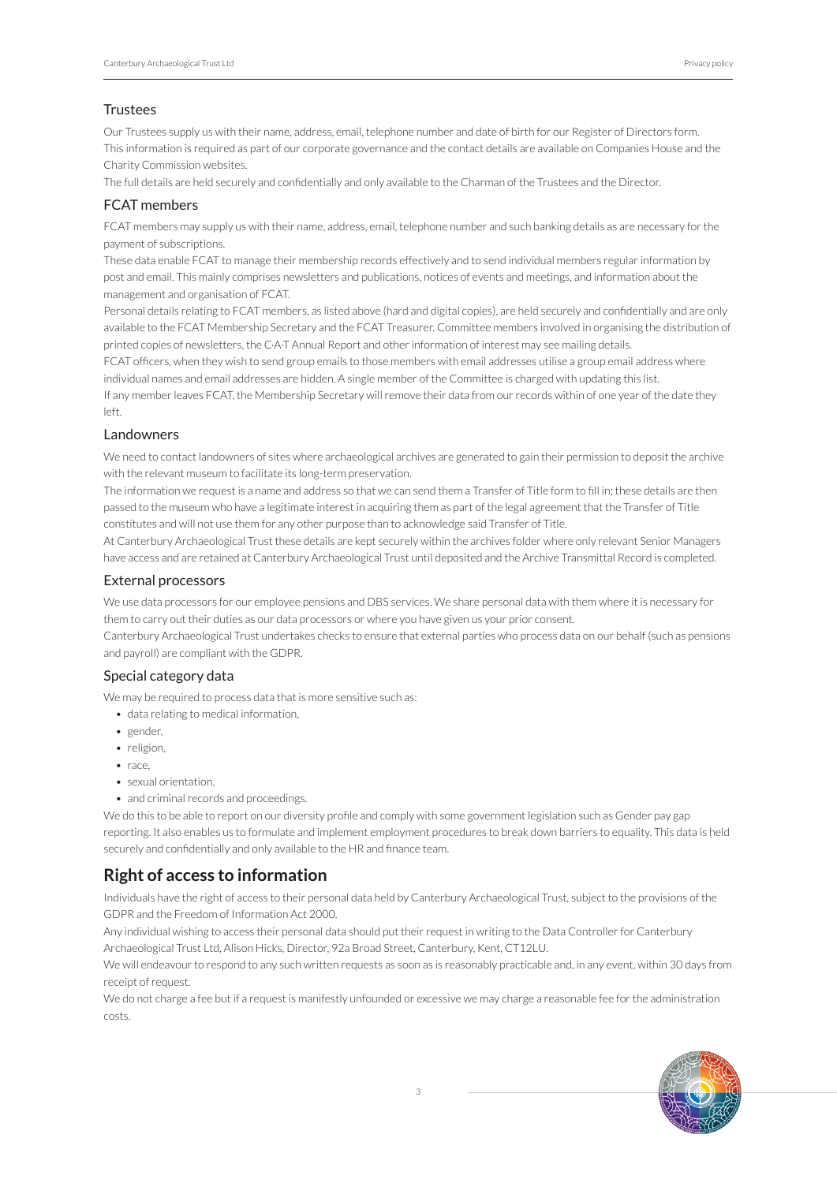### Trustees

Our Trustees supply us with their name, address, email, telephone number and date of birth for our Register of Directors form. This information is required as part of our corporate governance and the contact details are available on Companies House and the Charity Commission websites.

The full details are held securely and confidentially and only available to the Charman of the Trustees and the Director.

### FCAT members

FCAT members may supply us with their name, address, email, telephone number and such banking details as are necessary for the payment of subscriptions.

These data enable FCAT to manage their membership records effectively and to send individual members regular information by post and email. This mainly comprises newsletters and publications, notices of events and meetings, and information about the management and organisation of FCAT.

Personal details relating to FCAT members, as listed above (hard and digital copies), are held securely and confidentially and are only available to the FCAT Membership Secretary and the FCAT Treasurer. Committee members involved in organising the distribution of printed copies of newsletters, the C·A·T Annual Report and other information of interest may see mailing details.

FCAT officers, when they wish to send group emails to those members with email addresses utilise a group email address where individual names and email addresses are hidden. A single member of the Committee is charged with updating this list.

If any member leaves FCAT, the Membership Secretary will remove their data from our records within of one year of the date they left.

### Landowners

We need to contact landowners of sites where archaeological archives are generated to gain their permission to deposit the archive with the relevant museum to facilitate its long-term preservation.

The information we request is a name and address so that we can send them a Transfer of Title form to fill in; these details are then passed to the museum who have a legitimate interest in acquiring them as part of the legal agreement that the Transfer of Title constitutes and will not use them for any other purpose than to acknowledge said Transfer of Title.

At Canterbury Archaeological Trust these details are kept securely within the archives folder where only relevant Senior Managers have access and are retained at Canterbury Archaeological Trust until deposited and the Archive Transmittal Record is completed.

### External processors

We use data processors for our employee pensions and DBS services. We share personal data with them where it is necessary for them to carry out their duties as our data processors or where you have given us your prior consent.

Canterbury Archaeological Trust undertakes checks to ensure that external parties who process data on our behalf (such as pensions and payroll) are compliant with the GDPR.

### Special category data

We may be required to process data that is more sensitive such as:

- data relating to medical information,
- gender,
- religion,
- race,
- sexual orientation,
- and criminal records and proceedings.

We do this to be able to report on our diversity profile and comply with some government legislation such as Gender pay gap reporting. It also enables us to formulate and implement employment procedures to break down barriers to equality. This data is held securely and confidentially and only available to the HR and finance team.

## Right of access to information

Individuals have the right of access to their personal data held by Canterbury Archaeological Trust, subject to the provisions of the GDPR and the Freedom of Information Act 2000.

Any individual wishing to access their personal data should put their request in writing to the Data Controller for Canterbury Archaeological Trust Ltd, Alison Hicks, Director, 92a Broad Street, Canterbury, Kent, CT12LU.

We will endeavour to respond to any such written requests as soon as is reasonably practicable and, in any event, within 30 days from receipt of request.

We do not charge a fee but if a request is manifestly unfounded or excessive we may charge a reasonable fee for the administration costs.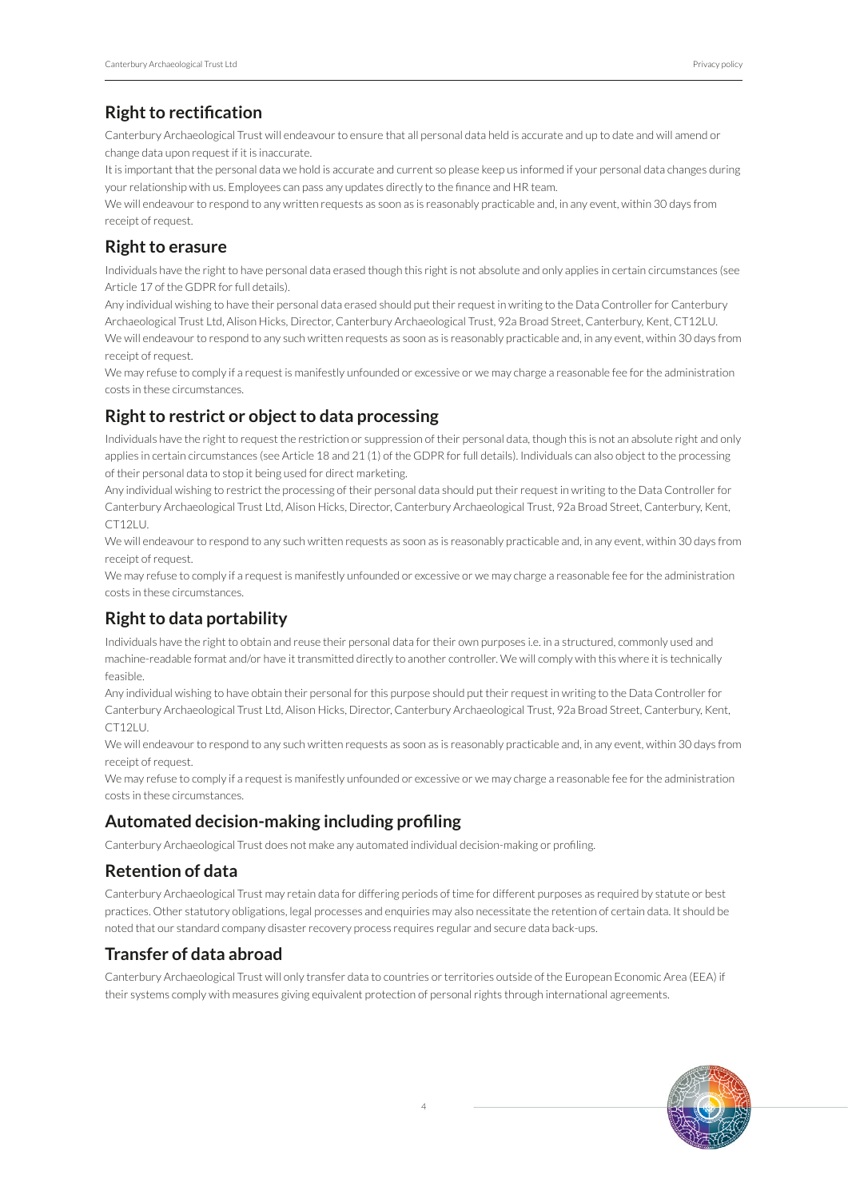## Right to rectification

Canterbury Archaeological Trust will endeavour to ensure that all personal data held is accurate and up to date and will amend or change data upon request if it is inaccurate.

It is important that the personal data we hold is accurate and current so please keep us informed if your personal data changes during your relationship with us. Employees can pass any updates directly to the finance and HR team.

We will endeavour to respond to any written requests as soon as is reasonably practicable and, in any event, within 30 days from receipt of request.

## Right to erasure

Individuals have the right to have personal data erased though this right is not absolute and only applies in certain circumstances (see Article 17 of the GDPR for full details).

Any individual wishing to have their personal data erased should put their request in writing to the Data Controller for Canterbury Archaeological Trust Ltd, Alison Hicks, Director, Canterbury Archaeological Trust, 92a Broad Street, Canterbury, Kent, CT12LU.

We will endeavour to respond to any such written requests as soon as is reasonably practicable and, in any event, within 30 days from receipt of request.

We may refuse to comply if a request is manifestly unfounded or excessive or we may charge a reasonable fee for the administration costs in these circumstances.

## Right to restrict or object to data processing

Individuals have the right to request the restriction or suppression of their personal data, though this is not an absolute right and only applies in certain circumstances (see Article 18 and 21 (1) of the GDPR for full details). Individuals can also object to the processing of their personal data to stop it being used for direct marketing.

Any individual wishing to restrict the processing of their personal data should put their request in writing to the Data Controller for Canterbury Archaeological Trust Ltd, Alison Hicks, Director, Canterbury Archaeological Trust, 92a Broad Street, Canterbury, Kent, CT12LU.

We will endeavour to respond to any such written requests as soon as is reasonably practicable and, in any event, within 30 days from receipt of request.

We may refuse to comply if a request is manifestly unfounded or excessive or we may charge a reasonable fee for the administration costs in these circumstances.

## Right to data portability

Individuals have the right to obtain and reuse their personal data for their own purposes i.e. in a structured, commonly used and machine-readable format and/or have it transmitted directly to another controller. We will comply with this where it is technically feasible.

Any individual wishing to have obtain their personal for this purpose should put their request in writing to the Data Controller for Canterbury Archaeological Trust Ltd, Alison Hicks, Director, Canterbury Archaeological Trust, 92a Broad Street, Canterbury, Kent, CT12LU.

We will endeavour to respond to any such written requests as soon as is reasonably practicable and, in any event, within 30 days from receipt of request.

We may refuse to comply if a request is manifestly unfounded or excessive or we may charge a reasonable fee for the administration costs in these circumstances.

## Automated decision-making including profiling

Canterbury Archaeological Trust does not make any automated individual decision-making or profiling.

## Retention of data

Canterbury Archaeological Trust may retain data for differing periods of time for different purposes as required by statute or best practices. Other statutory obligations, legal processes and enquiries may also necessitate the retention of certain data. It should be noted that our standard company disaster recovery process requires regular and secure data back-ups.

## Transfer of data abroad

Canterbury Archaeological Trust will only transfer data to countries or territories outside of the European Economic Area (EEA) if their systems comply with measures giving equivalent protection of personal rights through international agreements.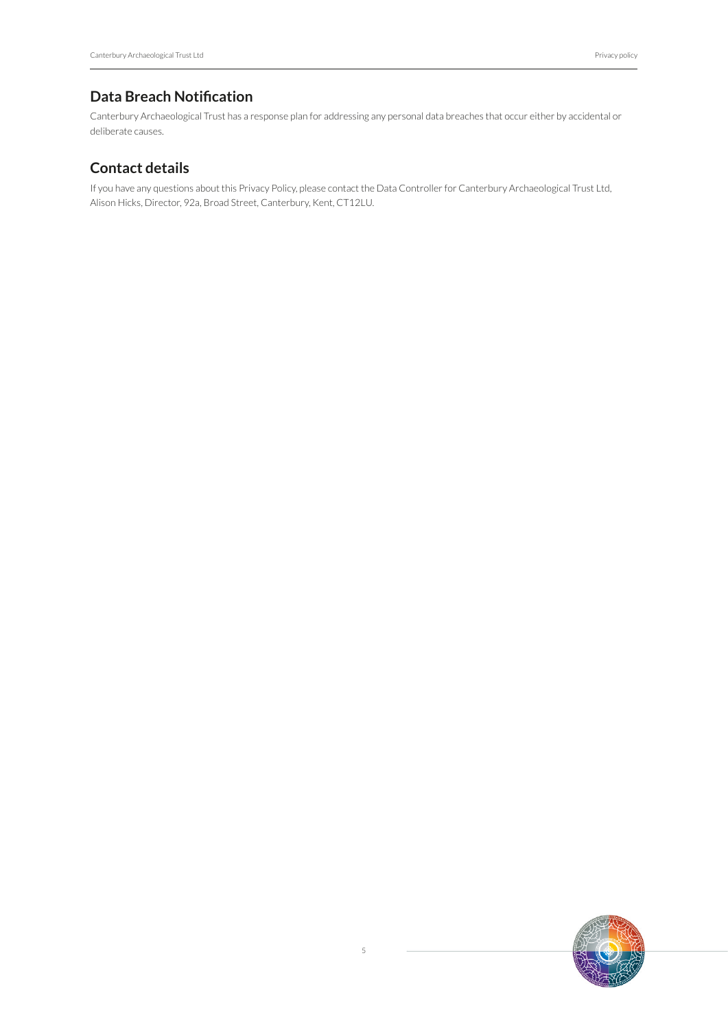## Data Breach Notification

Canterbury Archaeological Trust has a response plan for addressing any personal data breaches that occur either by accidental or deliberate causes.

## Contact details

If you have any questions about this Privacy Policy, please contact the Data Controller for Canterbury Archaeological Trust Ltd, Alison Hicks, Director, 92a, Broad Street, Canterbury, Kent, CT12LU.